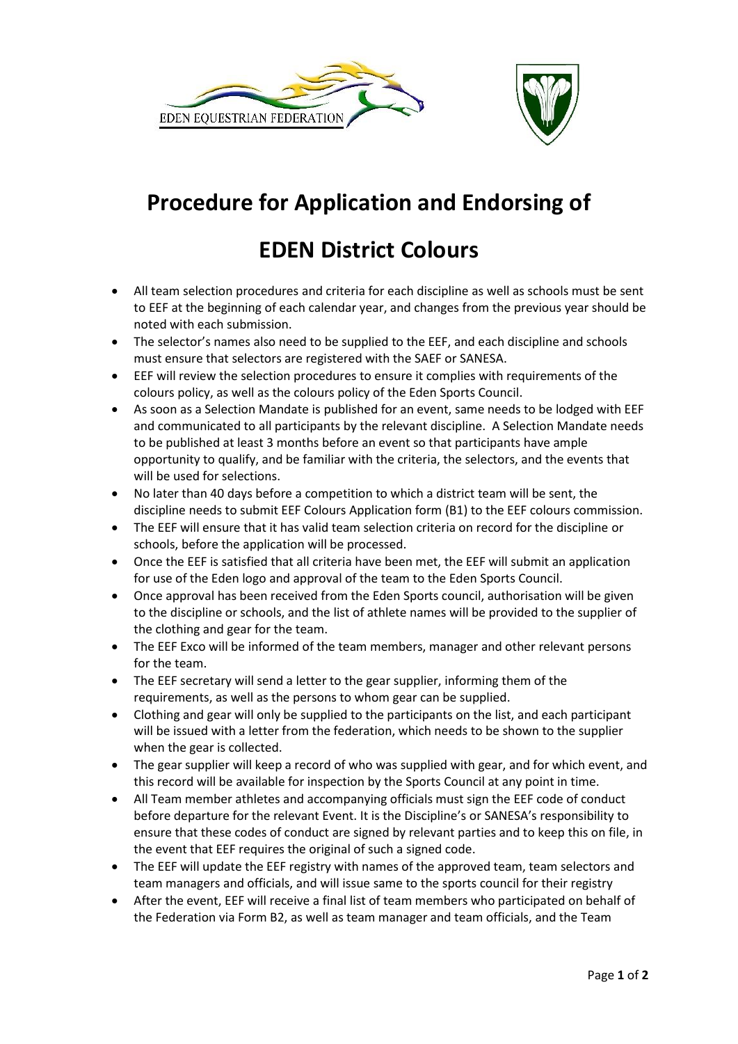EDEN EQUESTRIAN FEDERATION

# Procedure for Application and Endorsing of

# EDEN District Colours

- All team selection procedures and criteria for each discipline as well as schools must be sent to EEF at the beginning of each calendar year, and changes from the previous year should be noted with each submission.
- The selector's names also need to be supplied to the EEF, and each discipline and schools must ensure that selectors are registered with the SAEF or SANESA.
- EEF will review the selection procedures to ensure it complies with requirements of the colours policy, as well as the colours policy of the Eden Sports Council.
- As soon as a Selection Mandate is published for an event, same needs to be lodged with EEF and communicated to all participants by the relevant discipline. A Selection Mandate needs to be published at least 3 months before an event so that participants have ample opportunity to qualify, and be familiar with the criteria, the selectors, and the events that will be used for selections.
- No later than 40 days before a competition to which a district team will be sent, the discipline needs to submit EEF Colours Application form (B1) to the EEF colours commission.
- The EEF will ensure that it has valid team selection criteria on record for the discipline or schools, before the application will be processed.
- Once the EEF is satisfied that all criteria have been met, the EEF will submit an application for use of the Eden logo and approval of the team to the Eden Sports Council.
- Once approval has been received from the Eden Sports council, authorisation will be given to the discipline or schools, and the list of athlete names will be provided to the supplier of the clothing and gear for the team.
- The EEF Exco will be informed of the team members, manager and other relevant persons for the team.
- The EEF secretary will send a letter to the gear supplier, informing them of the requirements, as well as the persons to whom gear can be supplied.
- Clothing and gear will only be supplied to the participants on the list, and each participant will be issued with a letter from the federation, which needs to be shown to the supplier when the gear is collected.
- The gear supplier will keep a record of who was supplied with gear, and for which event, and this record will be available for inspection by the Sports Council at any point in time.
- All Team member athletes and accompanying officials must sign the EEF code of conduct before departure for the relevant Event. It is the Discipline's or SANESA's responsibility to ensure that these codes of conduct are signed by relevant parties and to keep this on file, in the event that EEF requires the original of such a signed code.
- The EEF will update the EEF registry with names of the approved team, team selectors and team managers and officials, and will issue same to the sports council for their registry
- After the event, EEF will receive a final list of team members who participated on behalf of the Federation via Form B2, as well as team manager and team officials, and the Team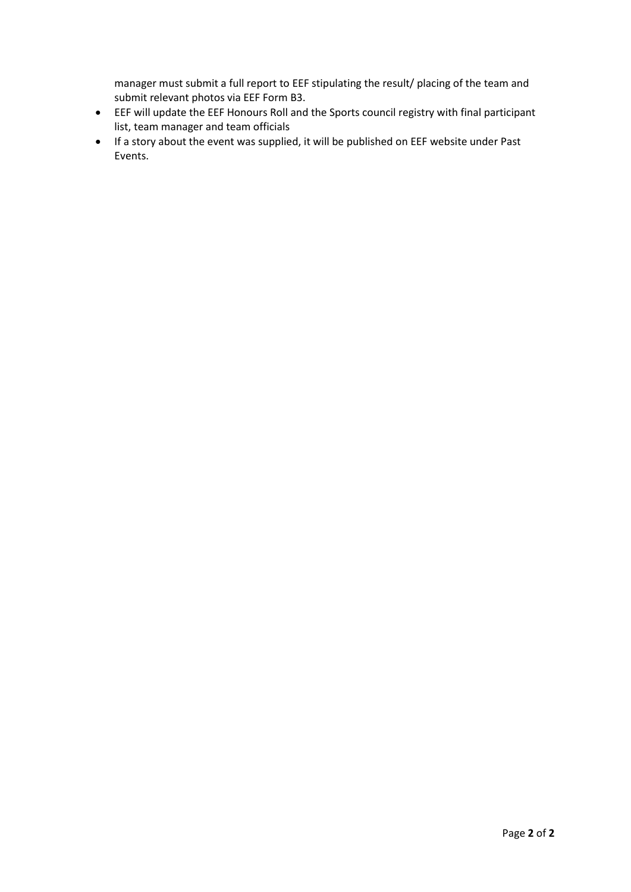manager must submit a full report to EEF stipulating the result/ placing of the team and submit relevant photos via EEF Form B3.

- EEF will update the EEF Honours Roll and the Sports council registry with final participant list, team manager and team officials
- If a story about the event was supplied, it will be published on EEF website under Past Events.